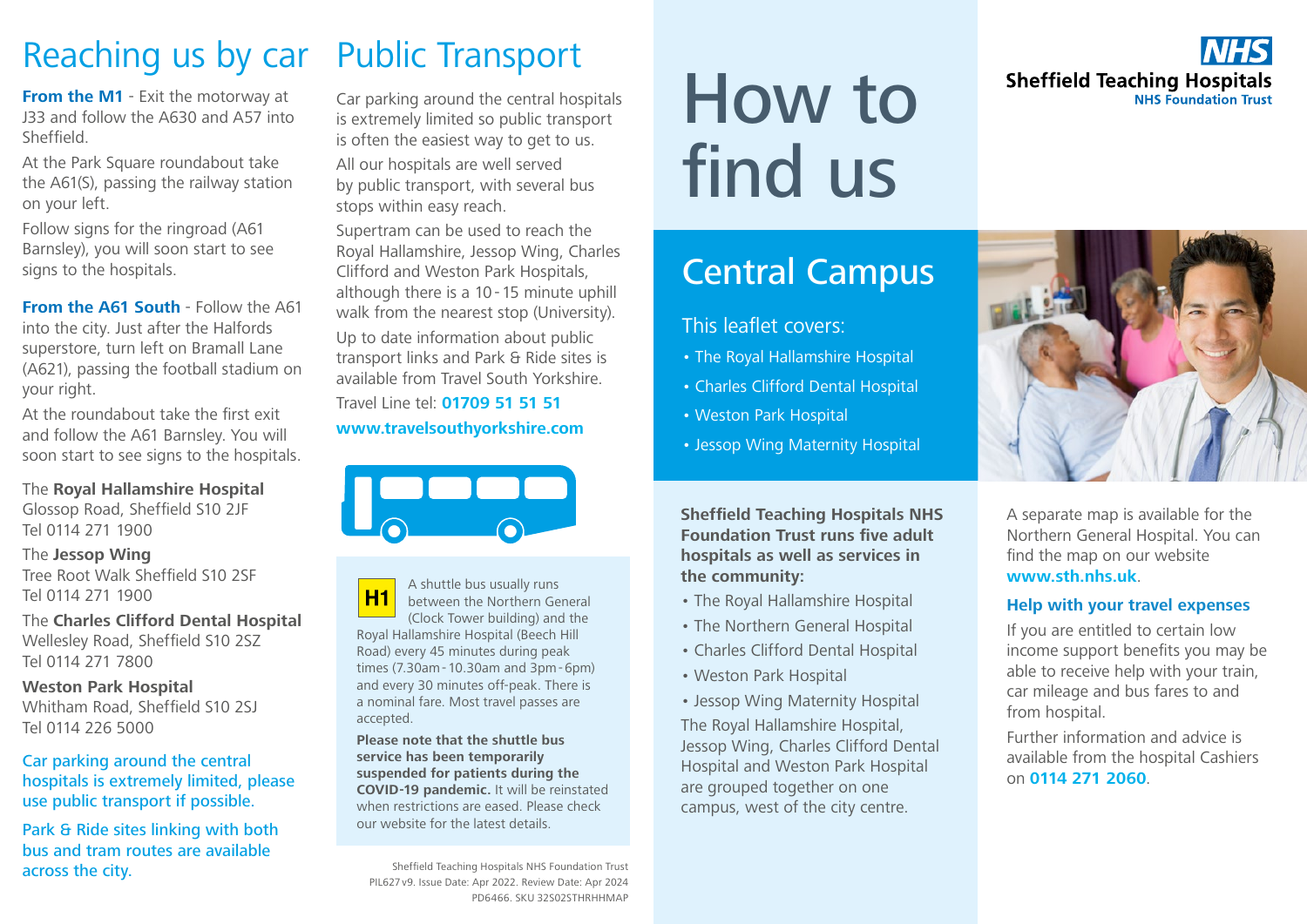# How to find us

**NHS**
**Sheffield Teaching Hospitals**
**NHS Foundation Trust**

## Central Campus

This leaflet covers:

- The Royal Hallamshire Hospital
- Charles Clifford Dental Hospital
- Weston Park Hospital
- Jessop Wing Maternity Hospital

**Sheffield Teaching Hospitals NHS Foundation Trust runs five adult hospitals as well as services in the community:**

- The Royal Hallamshire Hospital
- The Northern General Hospital
- Charles Clifford Dental Hospital
- Weston Park Hospital
- Jessop Wing Maternity Hospital

The Royal Hallamshire Hospital, Jessop Wing, Charles Clifford Dental Hospital and Weston Park Hospital are grouped together on one campus, west of the city centre.

A separate map is available for the Northern General Hospital. You can find the map on our website **www.sth.nhs.uk**.

### Help with your travel expenses

If you are entitled to certain low income support benefits you may be able to receive help with your train, car mileage and bus fares to and from hospital.

Further information and advice is available from the hospital Cashiers on **0114 271 2060**.

## Reaching us by car

**From the M1** - Exit the motorway at J33 and follow the A630 and A57 into Sheffield.

At the Park Square roundabout take the A61(S), passing the railway station on your left.

Follow signs for the ringroad (A61 Barnsley), you will soon start to see signs to the hospitals.

**From the A61 South** - Follow the A61 into the city. Just after the Halfords superstore, turn left on Bramall Lane (A621), passing the football stadium on your right.

At the roundabout take the first exit and follow the A61 Barnsley. You will soon start to see signs to the hospitals.

The **Royal Hallamshire Hospital**
Glossop Road, Sheffield S10 2JF
Tel 0114 271 1900

The **Jessop Wing**
Tree Root Walk Sheffield S10 2SF
Tel 0114 271 1900

The **Charles Clifford Dental Hospital**
Wellesley Road, Sheffield S10 2SZ
Tel 0114 271 7800

**Weston Park Hospital**
Whitham Road, Sheffield S10 2SJ
Tel 0114 226 5000

Car parking around the central hospitals is extremely limited, please use public transport if possible.

Park & Ride sites linking with both bus and tram routes are available across the city.

## Public Transport

Car parking around the central hospitals is extremely limited so public transport is often the easiest way to get to us.

All our hospitals are well served by public transport, with several bus stops within easy reach.

Supertram can be used to reach the Royal Hallamshire, Jessop Wing, Charles Clifford and Weston Park Hospitals, although there is a 10 - 15 minute uphill walk from the nearest stop (University).

Up to date information about public transport links and Park & Ride sites is available from Travel South Yorkshire.

Travel Line tel: **01709 51 51 51**

**www.travelsouthyorkshire.com**

**H1** A shuttle bus usually runs between the Northern General (Clock Tower building) and the Royal Hallamshire Hospital (Beech Hill Road) every 45 minutes during peak times (7.30am - 10.30am and 3pm - 6pm) and every 30 minutes off-peak. There is a nominal fare. Most travel passes are accepted.

**Please note that the shuttle bus service has been temporarily suspended for patients during the COVID-19 pandemic.** It will be reinstated when restrictions are eased. Please check our website for the latest details.

Sheffield Teaching Hospitals NHS Foundation Trust
PIL627 v9. Issue Date: Apr 2022. Review Date: Apr 2024
PD6466. SKU 32S02STHRHHMAP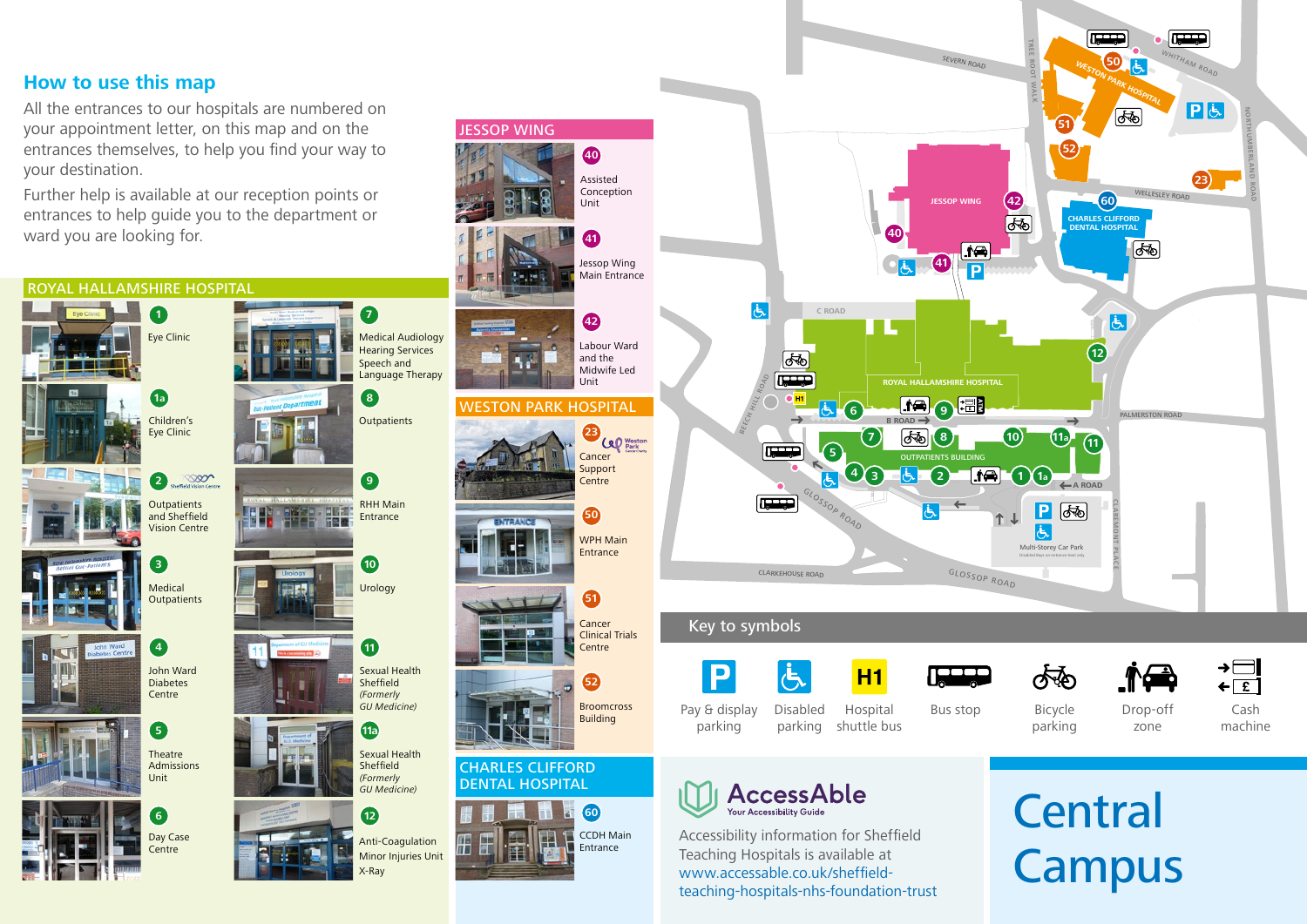## How to use this map

All the entrances to our hospitals are numbered on your appointment letter, on this map and on the entrances themselves, to help you find your way to your destination.

Further help is available at our reception points or entrances to help guide you to the department or ward you are looking for.

## ROYAL HALLAMSHIRE HOSPITAL

1 Eye Clinic

1a Children's Eye Clinic

2 Outpatients and Sheffield Vision Centre

3 Medical Outpatients

4 John Ward Diabetes Centre

5 Theatre Admissions Unit

6 Day Case Centre

7 Medical Audiology Hearing Services Speech and Language Therapy

8 Outpatients

9 RHH Main Entrance

10 Urology

11 Sexual Health Sheffield *(Formerly GU Medicine)*

11a Sexual Health Sheffield *(Formerly GU Medicine)*

12 Anti-Coagulation Minor Injuries Unit X-Ray

## JESSOP WING

40 Assisted Conception Unit

41 Jessop Wing Main Entrance

42 Labour Ward and the Midwife Led Unit

## WESTON PARK HOSPITAL

23 Cancer Support Centre

50 WPH Main Entrance

51 Cancer Clinical Trials Centre

52 Broomcross Building

## CHARLES CLIFFORD DENTAL HOSPITAL

60 CCDH Main Entrance

SEVERN ROAD
TREE ROOT WALK
WHITHAM ROAD
WESTON PARK HOSPITAL
NORTHUMBERLAND ROAD
WELLESLEY ROAD
JESSOP WING
CHARLES CLIFFORD DENTAL HOSPITAL
C ROAD
BEECH HILL ROAD
ROYAL HALLAMSHIRE HOSPITAL
PALMERSTON ROAD
B ROAD
OUTPATIENTS BUILDING
A ROAD
GLOSSOP ROAD
Multi-Storey Car Park
CLAREMONT PLACE
CLARKEHOUSE ROAD

## Key to symbols

- Pay & display parking
- Disabled parking
- H1 Hospital shuttle bus
- Bus stop
- Bicycle parking
- Drop-off zone
- Cash machine

**AccessAble** Your Accessibility Guide

Accessibility information for Sheffield Teaching Hospitals is available at www.accessable.co.uk/sheffield-teaching-hospitals-nhs-foundation-trust

# Central Campus